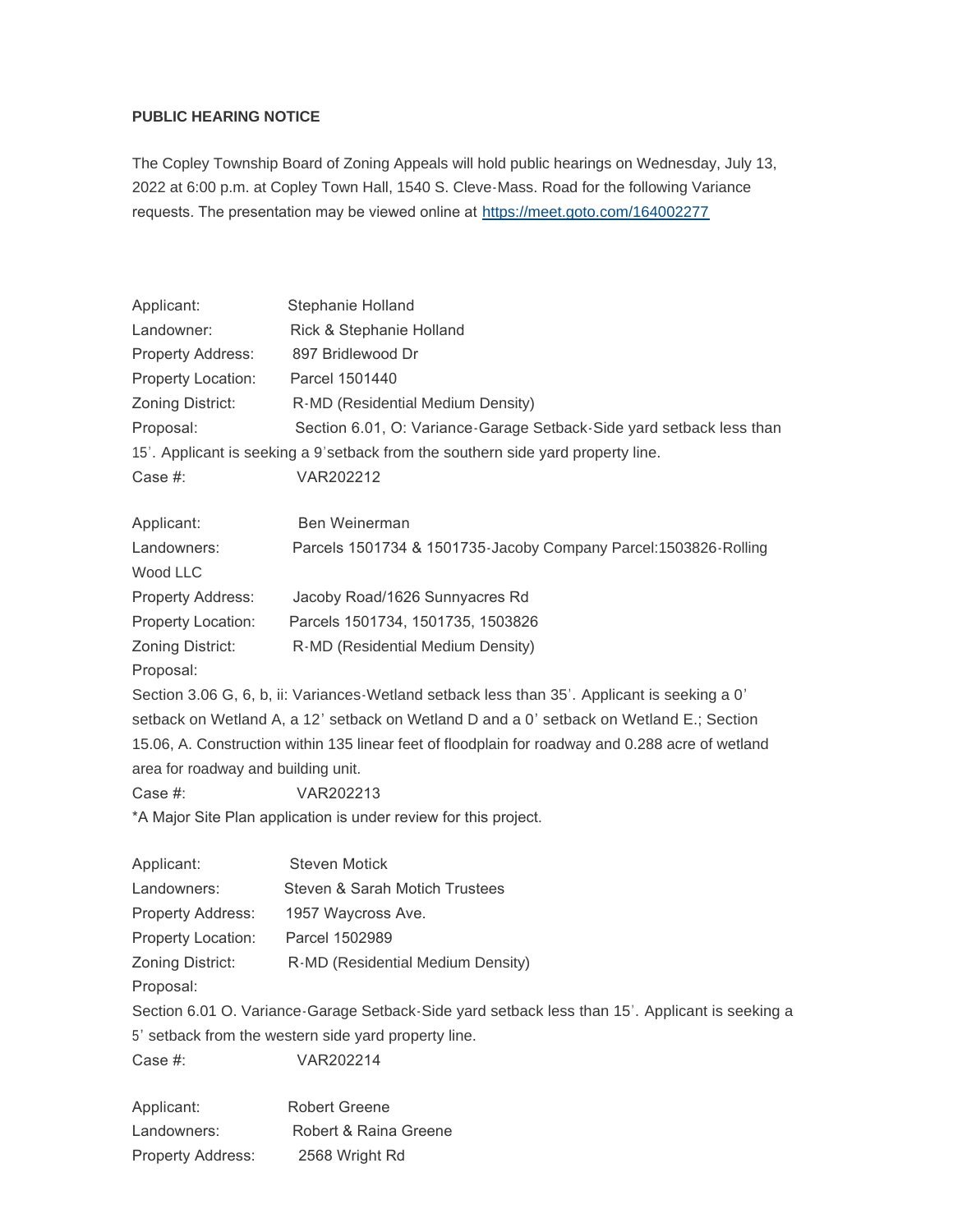**PUBLIC HEARING NOTICE**

The Copley Township Board of Zoning Appeals will hold public hearings on Wednesday, July 13, 2022 at 6:00 p.m. at Copley Town Hall, 1540 S. Cleve-Mass. Road for the following Variance requests. The presentation may be viewed online at https://meet.goto.com/164002277

Applicant: Stephanie Holland
Landowner: Rick & Stephanie Holland
Property Address: 897 Bridlewood Dr
Property Location: Parcel 1501440
Zoning District: R-MD (Residential Medium Density)
Proposal: Section 6.01, O: Variance-Garage Setback-Side yard setback less than 15'. Applicant is seeking a 9'setback from the southern side yard property line.
Case #: VAR202212

Applicant: Ben Weinerman
Landowners: Parcels 1501734 & 1501735-Jacoby Company Parcel:1503826-Rolling Wood LLC
Property Address: Jacoby Road/1626 Sunnyacres Rd
Property Location: Parcels 1501734, 1501735, 1503826
Zoning District: R-MD (Residential Medium Density)
Proposal:
Section 3.06 G, 6, b, ii: Variances-Wetland setback less than 35'. Applicant is seeking a 0' setback on Wetland A, a 12' setback on Wetland D and a 0' setback on Wetland E.; Section 15.06, A. Construction within 135 linear feet of floodplain for roadway and 0.288 acre of wetland area for roadway and building unit.
Case #: VAR202213
*A Major Site Plan application is under review for this project.

Applicant: Steven Motick
Landowners: Steven & Sarah Motich Trustees
Property Address: 1957 Waycross Ave.
Property Location: Parcel 1502989
Zoning District: R-MD (Residential Medium Density)
Proposal:
Section 6.01 O. Variance-Garage Setback-Side yard setback less than 15'. Applicant is seeking a 5' setback from the western side yard property line.
Case #: VAR202214

Applicant: Robert Greene
Landowners: Robert & Raina Greene
Property Address: 2568 Wright Rd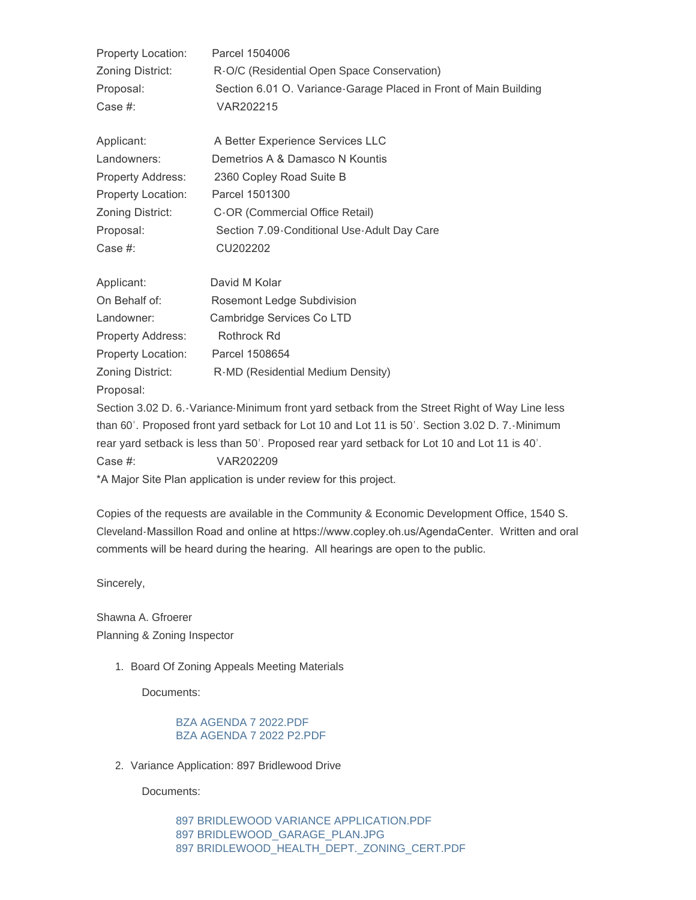Property Location: Parcel 1504006
Zoning District: R-O/C (Residential Open Space Conservation)
Proposal: Section 6.01 O. Variance-Garage Placed in Front of Main Building
Case #: VAR202215

Applicant: A Better Experience Services LLC
Landowners: Demetrios A & Damasco N Kountis
Property Address: 2360 Copley Road Suite B
Property Location: Parcel 1501300
Zoning District: C-OR (Commercial Office Retail)
Proposal: Section 7.09-Conditional Use-Adult Day Care
Case #: CU202202

Applicant: David M Kolar
On Behalf of: Rosemont Ledge Subdivision
Landowner: Cambridge Services Co LTD
Property Address: Rothrock Rd
Property Location: Parcel 1508654
Zoning District: R-MD (Residential Medium Density)
Proposal:
Section 3.02 D. 6.-Variance-Minimum front yard setback from the Street Right of Way Line less than 60'. Proposed front yard setback for Lot 10 and Lot 11 is 50'. Section 3.02 D. 7.-Minimum rear yard setback is less than 50'. Proposed rear yard setback for Lot 10 and Lot 11 is 40'.
Case #: VAR202209
*A Major Site Plan application is under review for this project.

Copies of the requests are available in the Community & Economic Development Office, 1540 S. Cleveland-Massillon Road and online at https://www.copley.oh.us/AgendaCenter. Written and oral comments will be heard during the hearing. All hearings are open to the public.

Sincerely,

Shawna A. Gfroerer
Planning & Zoning Inspector

1. Board Of Zoning Appeals Meeting Materials

   Documents:

   BZA AGENDA 7 2022.PDF
   BZA AGENDA 7 2022 P2.PDF

2. Variance Application: 897 Bridlewood Drive

   Documents:

   897 BRIDLEWOOD VARIANCE APPLICATION.PDF
   897 BRIDLEWOOD_GARAGE_PLAN.JPG
   897 BRIDLEWOOD_HEALTH_DEPT._ZONING_CERT.PDF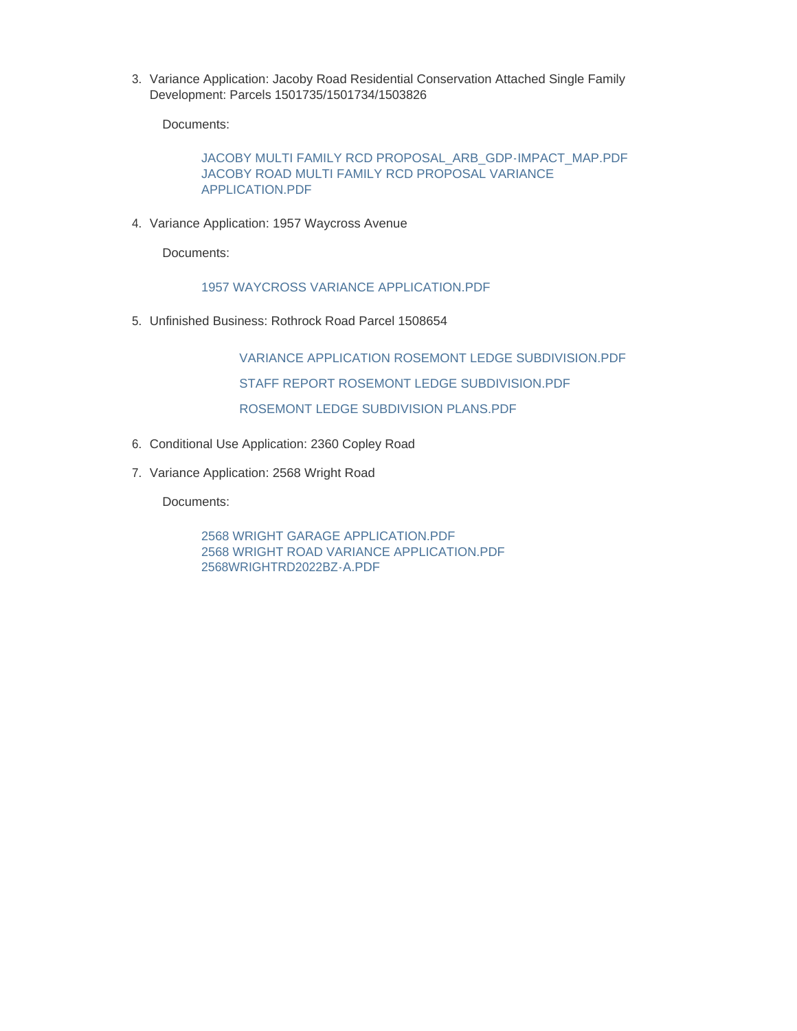3. Variance Application: Jacoby Road Residential Conservation Attached Single Family Development: Parcels 1501735/1501734/1503826

   Documents:

   JACOBY MULTI FAMILY RCD PROPOSAL_ARB_GDP-IMPACT_MAP.PDF
   JACOBY ROAD MULTI FAMILY RCD PROPOSAL VARIANCE APPLICATION.PDF

4. Variance Application: 1957 Waycross Avenue

   Documents:

   1957 WAYCROSS VARIANCE APPLICATION.PDF

5. Unfinished Business: Rothrock Road Parcel 1508654

   VARIANCE APPLICATION ROSEMONT LEDGE SUBDIVISION.PDF

   STAFF REPORT ROSEMONT LEDGE SUBDIVISION.PDF

   ROSEMONT LEDGE SUBDIVISION PLANS.PDF

6. Conditional Use Application: 2360 Copley Road

7. Variance Application: 2568 Wright Road

   Documents:

   2568 WRIGHT GARAGE APPLICATION.PDF
   2568 WRIGHT ROAD VARIANCE APPLICATION.PDF
   2568WRIGHTRD2022BZ-A.PDF